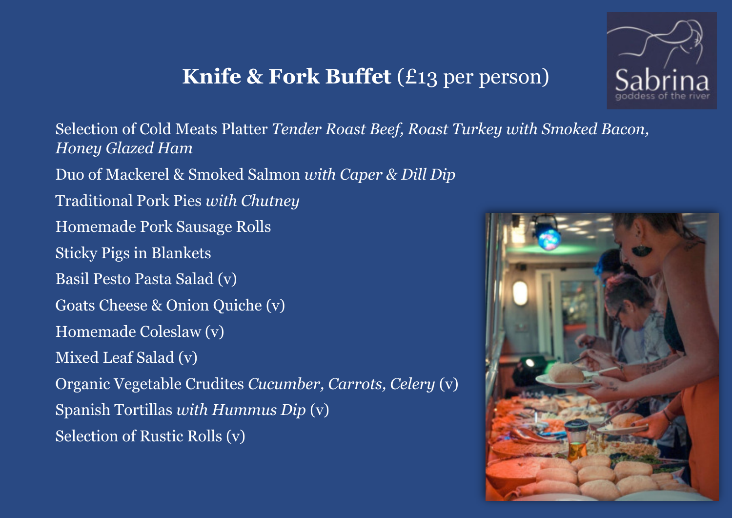# **Knife & Fork Buffet** (£13 per person)

Sabrina
goddess of the river

Selection of Cold Meats Platter *Tender Roast Beef, Roast Turkey with Smoked Bacon, Honey Glazed Ham*

Duo of Mackerel & Smoked Salmon *with Caper & Dill Dip*

Traditional Pork Pies *with Chutney*

Homemade Pork Sausage Rolls

Sticky Pigs in Blankets

Basil Pesto Pasta Salad (v)

Goats Cheese & Onion Quiche (v)

Homemade Coleslaw (v)

Mixed Leaf Salad (v)

Organic Vegetable Crudites *Cucumber, Carrots, Celery* (v)

Spanish Tortillas *with Hummus Dip* (v)

Selection of Rustic Rolls (v)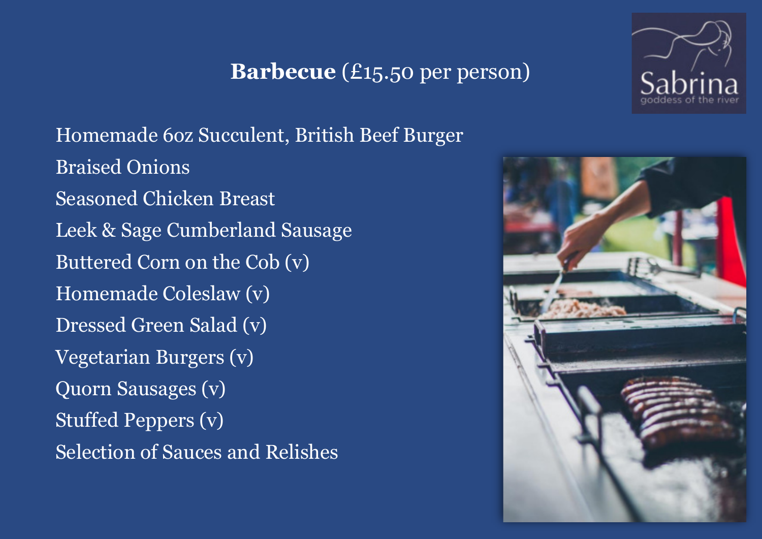## **Barbecue** (£15.50 per person)

Sabrina
goddess of the river

Homemade 6oz Succulent, British Beef Burger

Braised Onions

Seasoned Chicken Breast

Leek & Sage Cumberland Sausage

Buttered Corn on the Cob (v)

Homemade Coleslaw (v)

Dressed Green Salad (v)

Vegetarian Burgers (v)

Quorn Sausages (v)

Stuffed Peppers (v)

Selection of Sauces and Relishes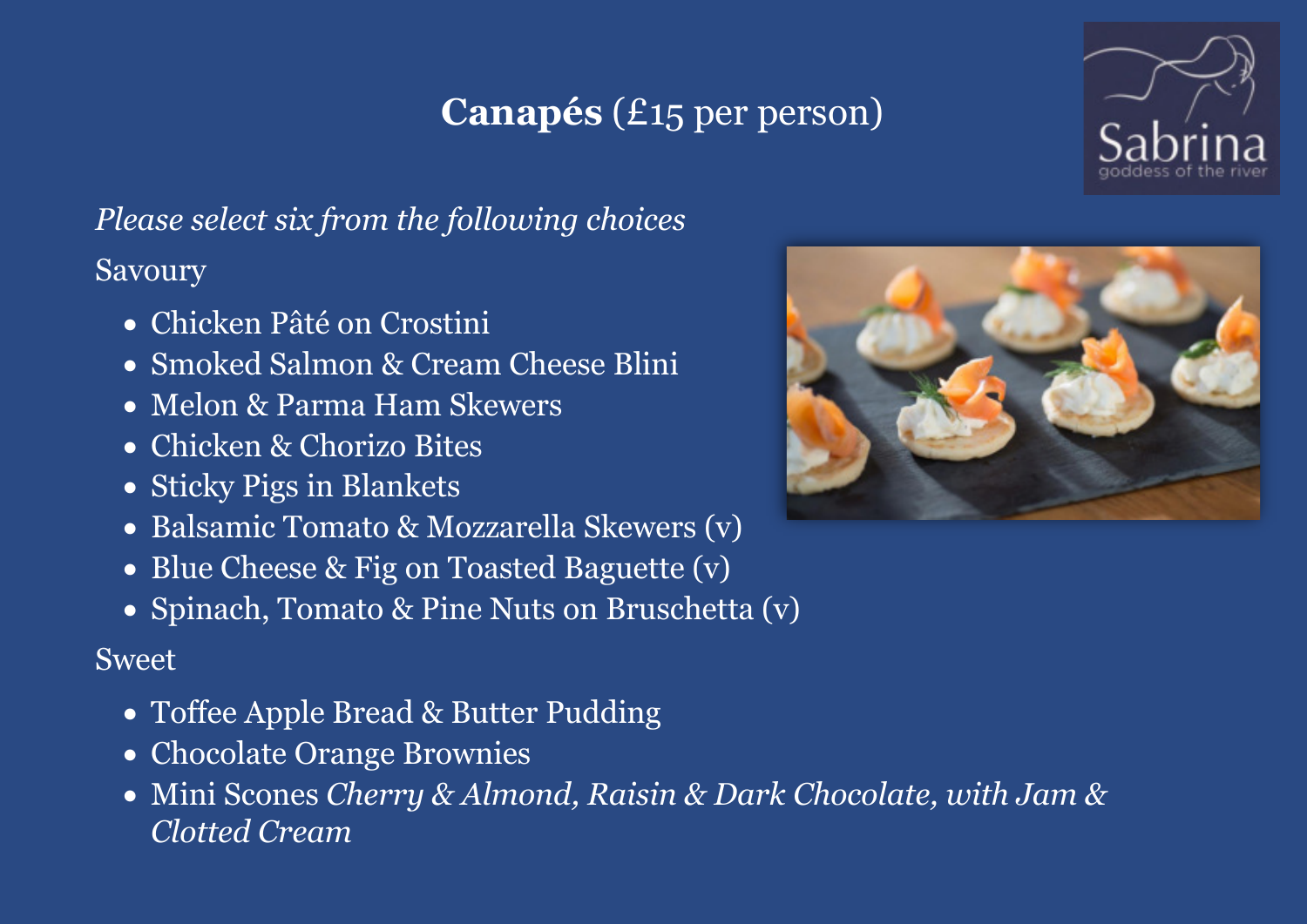# **Canapés** (£15 per person)

*Please select six from the following choices*

Savoury

- Chicken Pâté on Crostini
- Smoked Salmon & Cream Cheese Blini
- Melon & Parma Ham Skewers
- Chicken & Chorizo Bites
- Sticky Pigs in Blankets
- Balsamic Tomato & Mozzarella Skewers (v)
- Blue Cheese & Fig on Toasted Baguette (v)
- Spinach, Tomato & Pine Nuts on Bruschetta (v)

Sweet

- Toffee Apple Bread & Butter Pudding
- Chocolate Orange Brownies
- Mini Scones *Cherry & Almond, Raisin & Dark Chocolate, with Jam & Clotted Cream*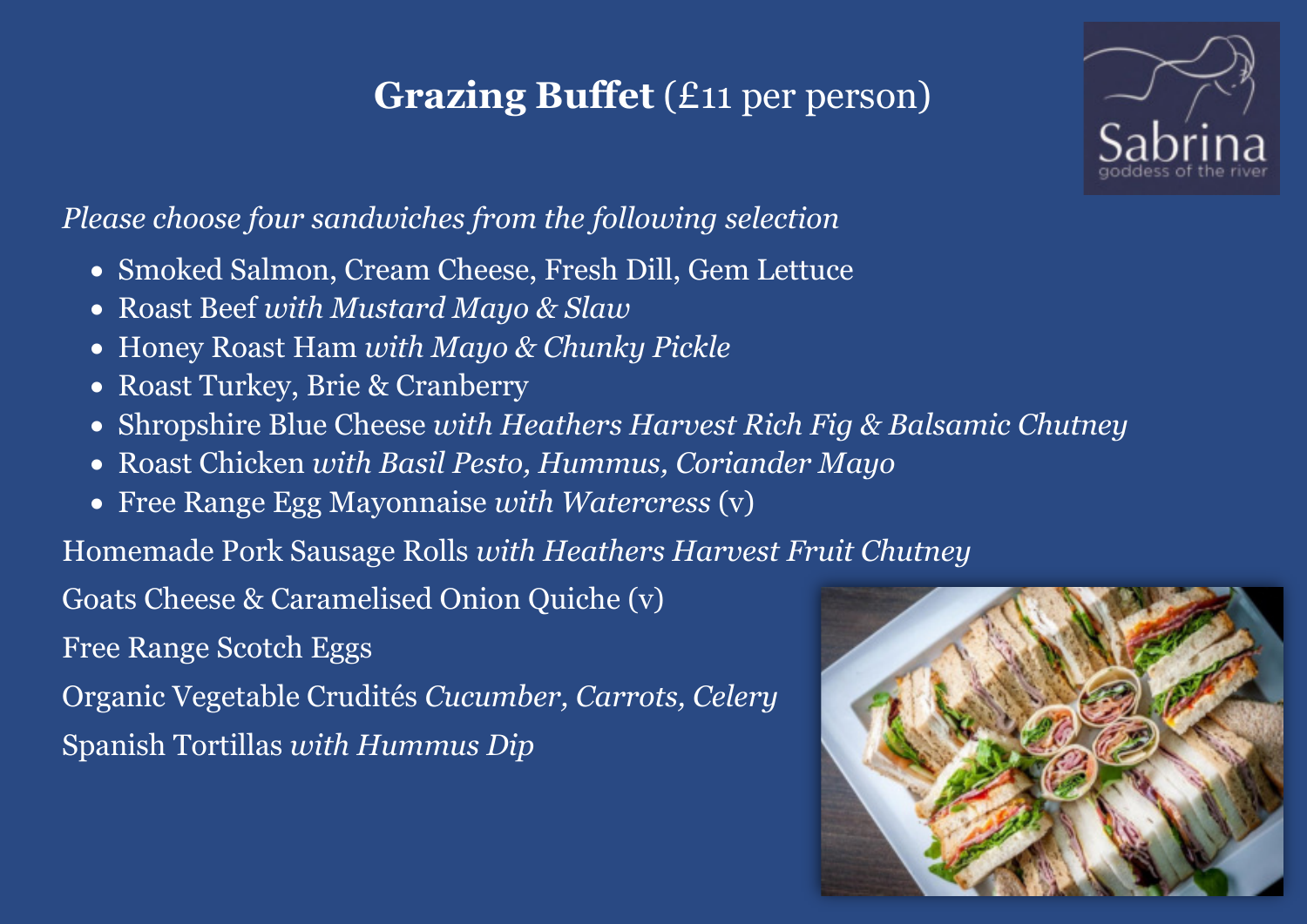# **Grazing Buffet** (£11 per person)

*Please choose four sandwiches from the following selection*

- Smoked Salmon, Cream Cheese, Fresh Dill, Gem Lettuce
- Roast Beef *with Mustard Mayo & Slaw*
- Honey Roast Ham *with Mayo & Chunky Pickle*
- Roast Turkey, Brie & Cranberry
- Shropshire Blue Cheese *with Heathers Harvest Rich Fig & Balsamic Chutney*
- Roast Chicken *with Basil Pesto, Hummus, Coriander Mayo*
- Free Range Egg Mayonnaise *with Watercress* (v)

Homemade Pork Sausage Rolls *with Heathers Harvest Fruit Chutney*

Goats Cheese & Caramelised Onion Quiche (v)

Free Range Scotch Eggs

Organic Vegetable Crudités *Cucumber, Carrots, Celery*

Spanish Tortillas *with Hummus Dip*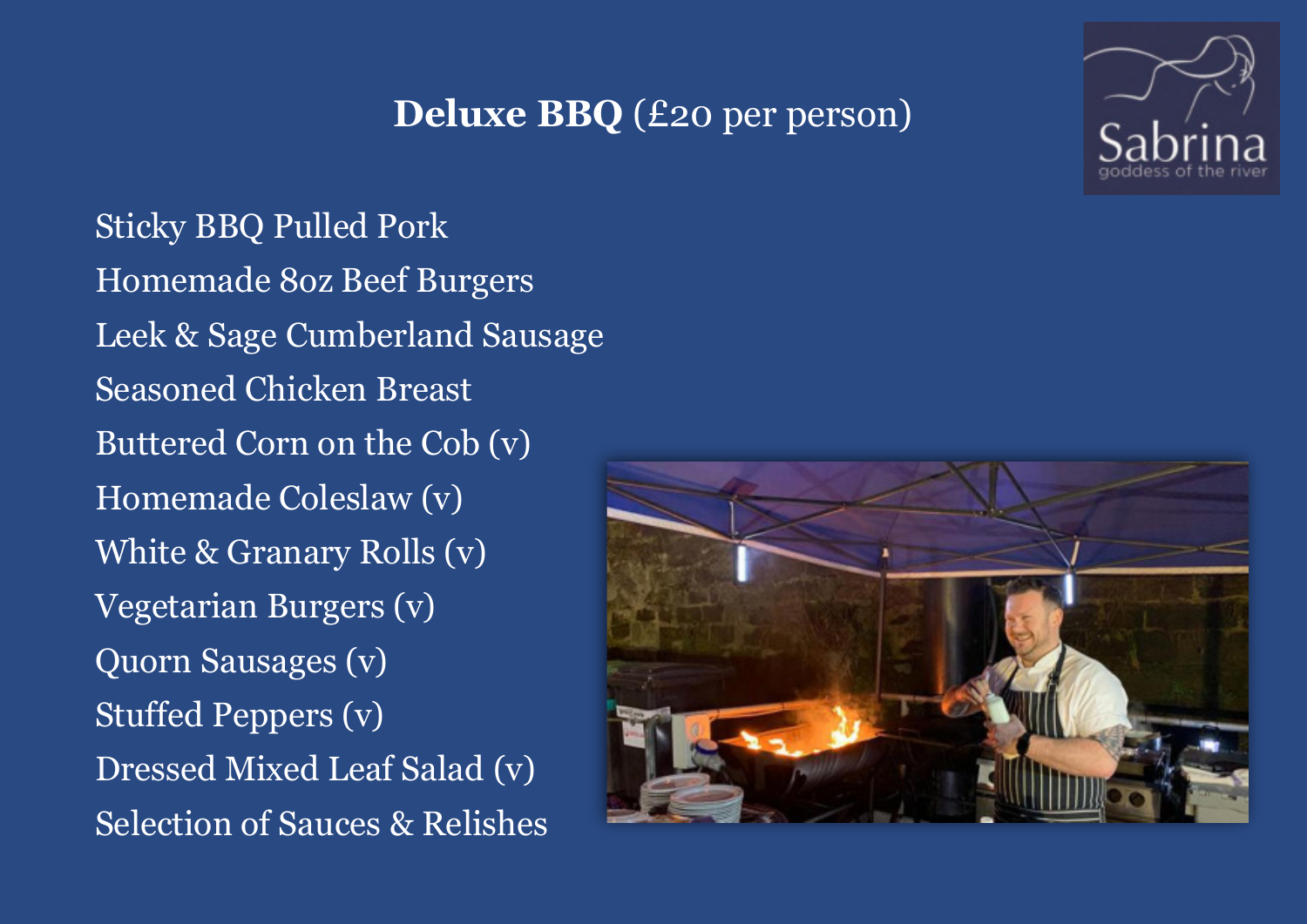## **Deluxe BBQ** (£20 per person)

Sticky BBQ Pulled Pork
Homemade 8oz Beef Burgers
Leek & Sage Cumberland Sausage
Seasoned Chicken Breast
Buttered Corn on the Cob (v)
Homemade Coleslaw (v)
White & Granary Rolls (v)
Vegetarian Burgers (v)
Quorn Sausages (v)
Stuffed Peppers (v)
Dressed Mixed Leaf Salad (v)
Selection of Sauces & Relishes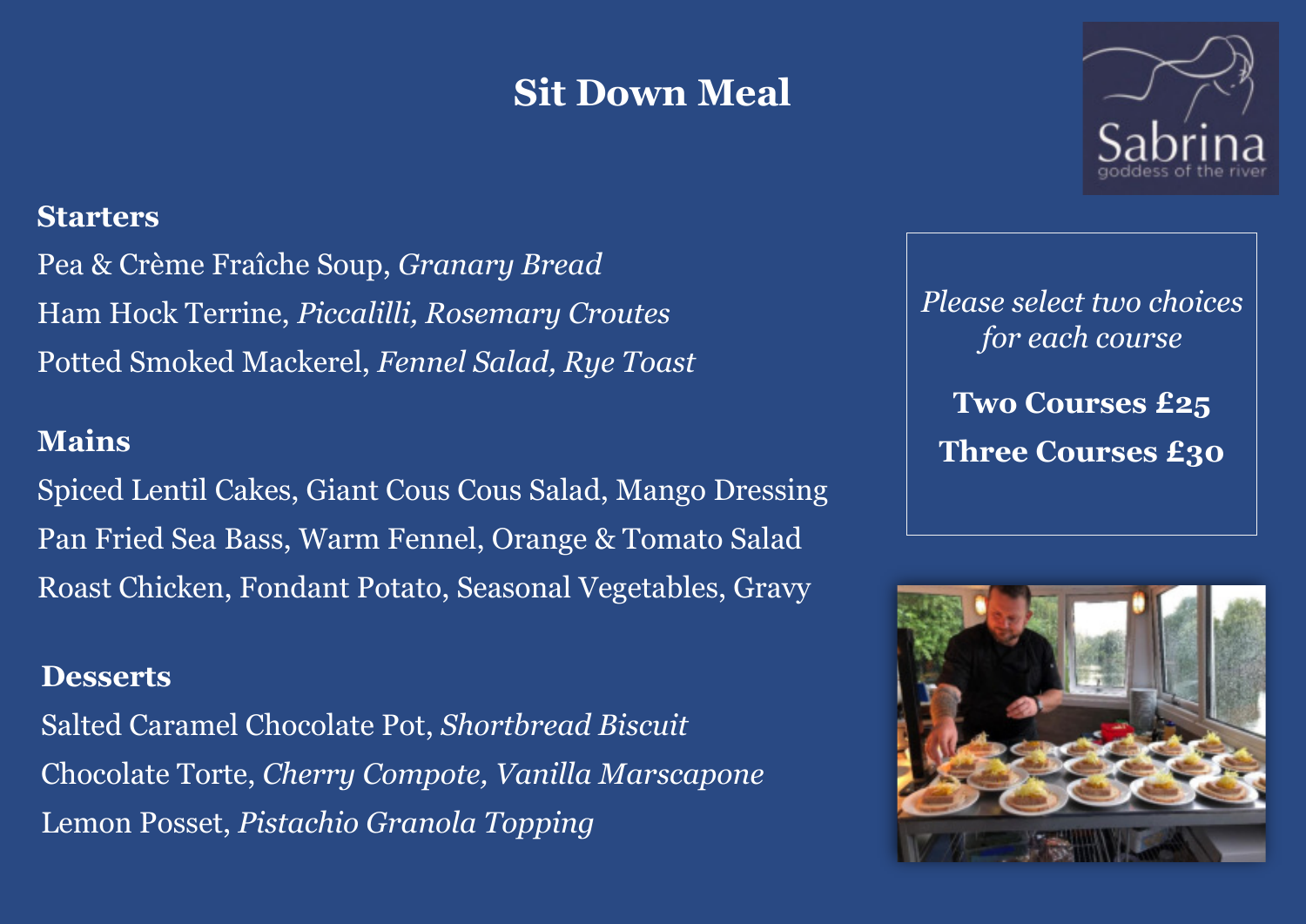# Sit Down Meal

Sabrina
goddess of the river

## Starters

Pea & Crème Fraîche Soup, *Granary Bread*

Ham Hock Terrine, *Piccalilli, Rosemary Croutes*

Potted Smoked Mackerel, *Fennel Salad, Rye Toast*

## Mains

Spiced Lentil Cakes, Giant Cous Cous Salad, Mango Dressing

Pan Fried Sea Bass, Warm Fennel, Orange & Tomato Salad

Roast Chicken, Fondant Potato, Seasonal Vegetables, Gravy

## Desserts

Salted Caramel Chocolate Pot, *Shortbread Biscuit*

Chocolate Torte, *Cherry Compote, Vanilla Marscapone*

Lemon Posset, *Pistachio Granola Topping*

*Please select two choices for each course*

**Two Courses £25**

**Three Courses £30**